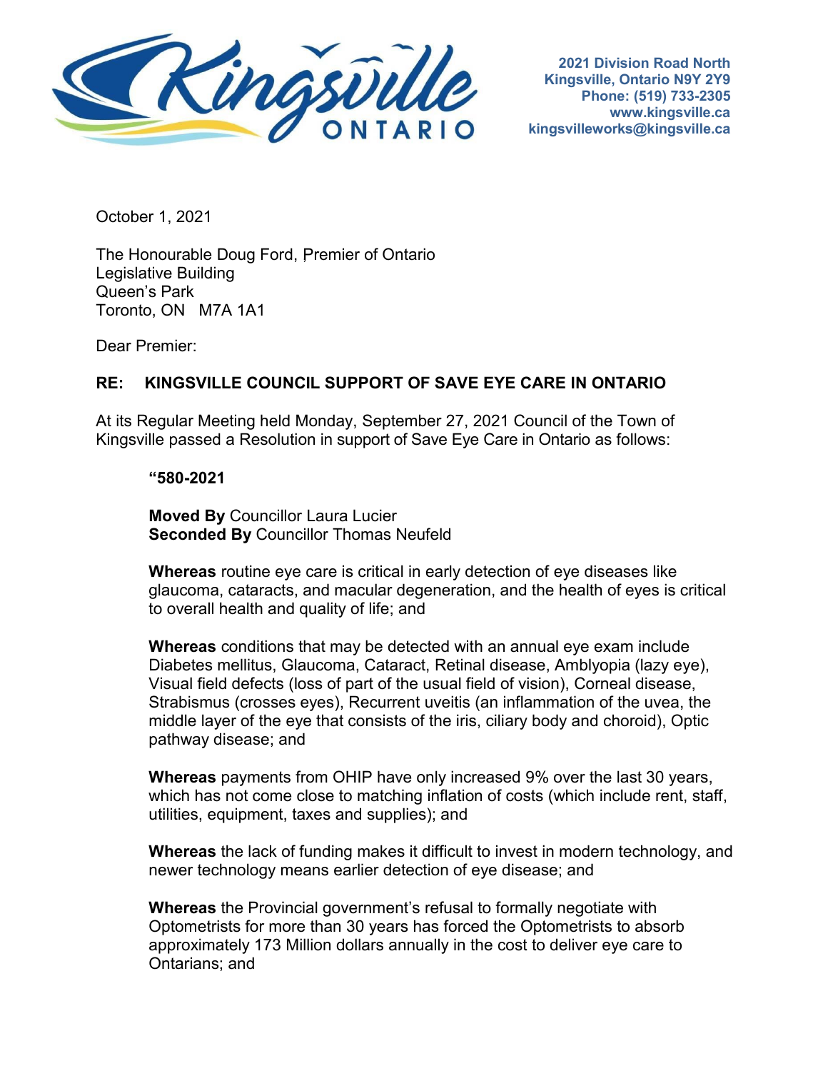2021 Division Road North
Kingsville, Ontario N9Y 2Y9
Phone: (519) 733-2305
www.kingsville.ca
kingsvilleworks@kingsville.ca

October 1, 2021

The Honourable Doug Ford, Premier of Ontario
Legislative Building
Queen's Park
Toronto, ON M7A 1A1

Dear Premier:

**RE: KINGSVILLE COUNCIL SUPPORT OF SAVE EYE CARE IN ONTARIO**

At its Regular Meeting held Monday, September 27, 2021 Council of the Town of Kingsville passed a Resolution in support of Save Eye Care in Ontario as follows:

> **"580-2021**
>
> **Moved By** Councillor Laura Lucier
> **Seconded By** Councillor Thomas Neufeld
>
> **Whereas** routine eye care is critical in early detection of eye diseases like glaucoma, cataracts, and macular degeneration, and the health of eyes is critical to overall health and quality of life; and
>
> **Whereas** conditions that may be detected with an annual eye exam include Diabetes mellitus, Glaucoma, Cataract, Retinal disease, Amblyopia (lazy eye), Visual field defects (loss of part of the usual field of vision), Corneal disease, Strabismus (crosses eyes), Recurrent uveitis (an inflammation of the uvea, the middle layer of the eye that consists of the iris, ciliary body and choroid), Optic pathway disease; and
>
> **Whereas** payments from OHIP have only increased 9% over the last 30 years, which has not come close to matching inflation of costs (which include rent, staff, utilities, equipment, taxes and supplies); and
>
> **Whereas** the lack of funding makes it difficult to invest in modern technology, and newer technology means earlier detection of eye disease; and
>
> **Whereas** the Provincial government's refusal to formally negotiate with Optometrists for more than 30 years has forced the Optometrists to absorb approximately 173 Million dollars annually in the cost to deliver eye care to Ontarians; and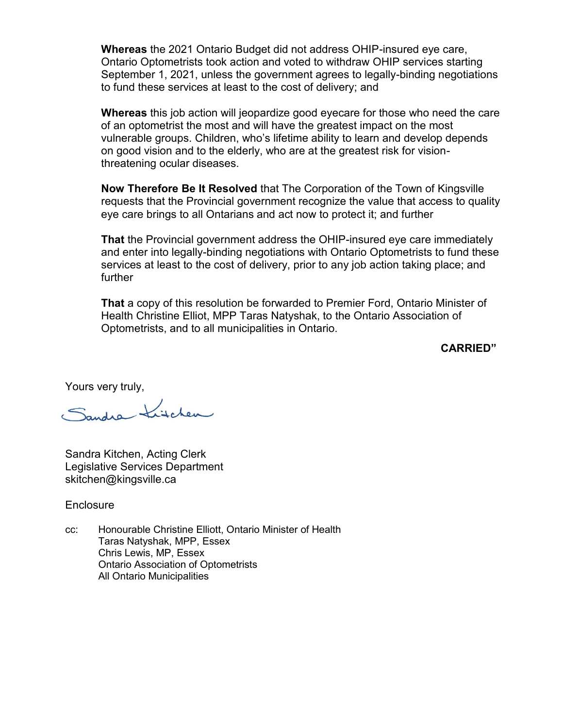**Whereas** the 2021 Ontario Budget did not address OHIP-insured eye care, Ontario Optometrists took action and voted to withdraw OHIP services starting September 1, 2021, unless the government agrees to legally-binding negotiations to fund these services at least to the cost of delivery; and

**Whereas** this job action will jeopardize good eyecare for those who need the care of an optometrist the most and will have the greatest impact on the most vulnerable groups. Children, who's lifetime ability to learn and develop depends on good vision and to the elderly, who are at the greatest risk for vision-threatening ocular diseases.

**Now Therefore Be It Resolved** that The Corporation of the Town of Kingsville requests that the Provincial government recognize the value that access to quality eye care brings to all Ontarians and act now to protect it; and further

**That** the Provincial government address the OHIP-insured eye care immediately and enter into legally-binding negotiations with Ontario Optometrists to fund these services at least to the cost of delivery, prior to any job action taking place; and further

**That** a copy of this resolution be forwarded to Premier Ford, Ontario Minister of Health Christine Elliot, MPP Taras Natyshak, to the Ontario Association of Optometrists, and to all municipalities in Ontario.

**CARRIED"**

Yours very truly,

Sandra Kitchen

Sandra Kitchen, Acting Clerk
Legislative Services Department
skitchen@kingsville.ca

Enclosure

cc: Honourable Christine Elliott, Ontario Minister of Health
Taras Natyshak, MPP, Essex
Chris Lewis, MP, Essex
Ontario Association of Optometrists
All Ontario Municipalities